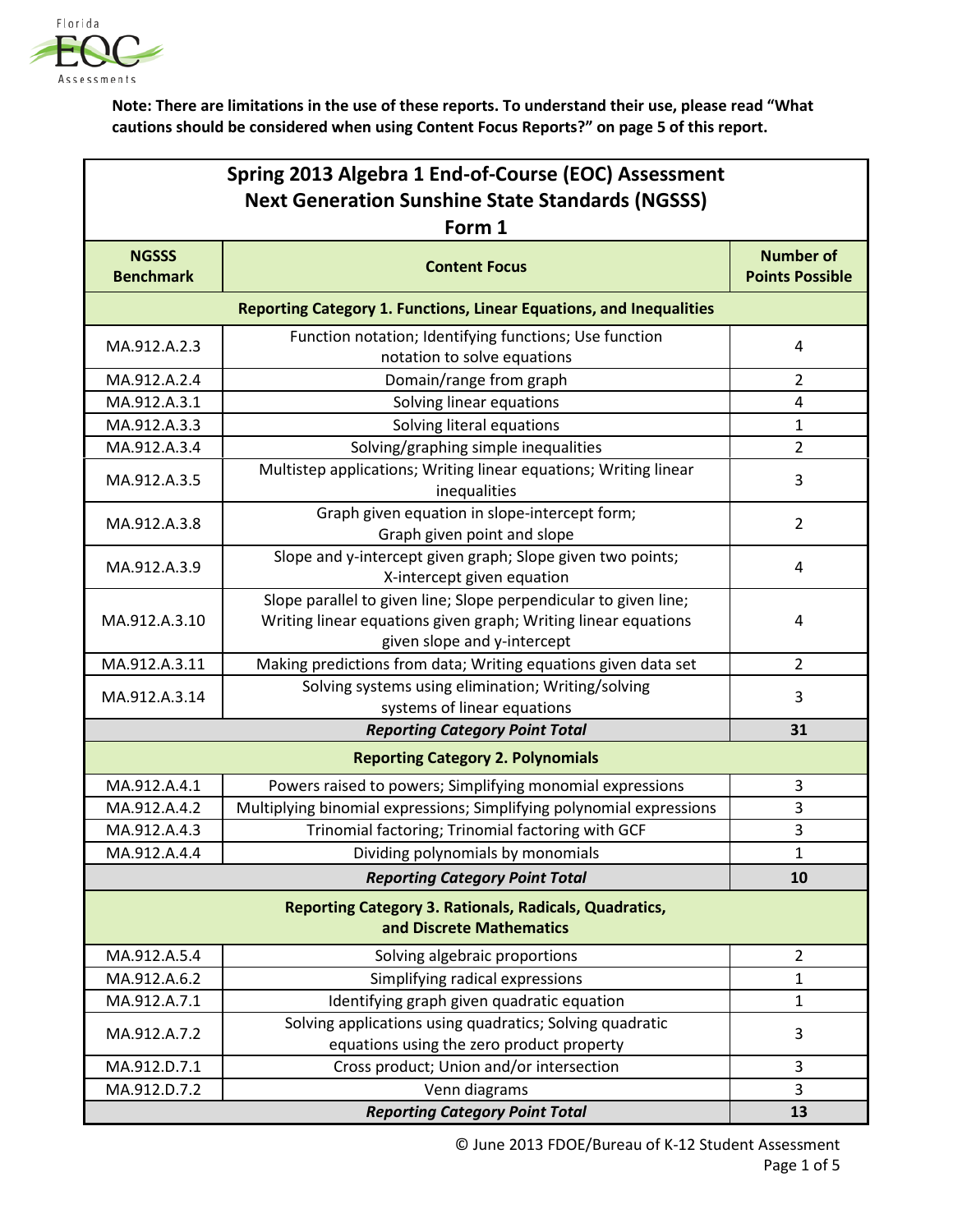**Note: There are limitations in the use of these reports. To understand their use, please read "What cautions should be considered when using Content Focus Reports?" on page 5 of this report.**

## Spring 2013 Algebra 1 End-of-Course (EOC) Assessment
## Next Generation Sunshine State Standards (NGSSS)
## Form 1

| NGSSS Benchmark | Content Focus | Number of Points Possible |
|---|---|---|
| **Reporting Category 1. Functions, Linear Equations, and Inequalities** | | |
| MA.912.A.2.3 | Function notation; Identifying functions; Use function notation to solve equations | 4 |
| MA.912.A.2.4 | Domain/range from graph | 2 |
| MA.912.A.3.1 | Solving linear equations | 4 |
| MA.912.A.3.3 | Solving literal equations | 1 |
| MA.912.A.3.4 | Solving/graphing simple inequalities | 2 |
| MA.912.A.3.5 | Multistep applications; Writing linear equations; Writing linear inequalities | 3 |
| MA.912.A.3.8 | Graph given equation in slope-intercept form; Graph given point and slope | 2 |
| MA.912.A.3.9 | Slope and y-intercept given graph; Slope given two points; X-intercept given equation | 4 |
| MA.912.A.3.10 | Slope parallel to given line; Slope perpendicular to given line; Writing linear equations given graph; Writing linear equations given slope and y-intercept | 4 |
| MA.912.A.3.11 | Making predictions from data; Writing equations given data set | 2 |
| MA.912.A.3.14 | Solving systems using elimination; Writing/solving systems of linear equations | 3 |
| | ***Reporting Category Point Total*** | **31** |
| **Reporting Category 2. Polynomials** | | |
| MA.912.A.4.1 | Powers raised to powers; Simplifying monomial expressions | 3 |
| MA.912.A.4.2 | Multiplying binomial expressions; Simplifying polynomial expressions | 3 |
| MA.912.A.4.3 | Trinomial factoring; Trinomial factoring with GCF | 3 |
| MA.912.A.4.4 | Dividing polynomials by monomials | 1 |
| | ***Reporting Category Point Total*** | **10** |
| **Reporting Category 3. Rationals, Radicals, Quadratics, and Discrete Mathematics** | | |
| MA.912.A.5.4 | Solving algebraic proportions | 2 |
| MA.912.A.6.2 | Simplifying radical expressions | 1 |
| MA.912.A.7.1 | Identifying graph given quadratic equation | 1 |
| MA.912.A.7.2 | Solving applications using quadratics; Solving quadratic equations using the zero product property | 3 |
| MA.912.D.7.1 | Cross product; Union and/or intersection | 3 |
| MA.912.D.7.2 | Venn diagrams | 3 |
| | ***Reporting Category Point Total*** | **13** |

© June 2013 FDOE/Bureau of K-12 Student Assessment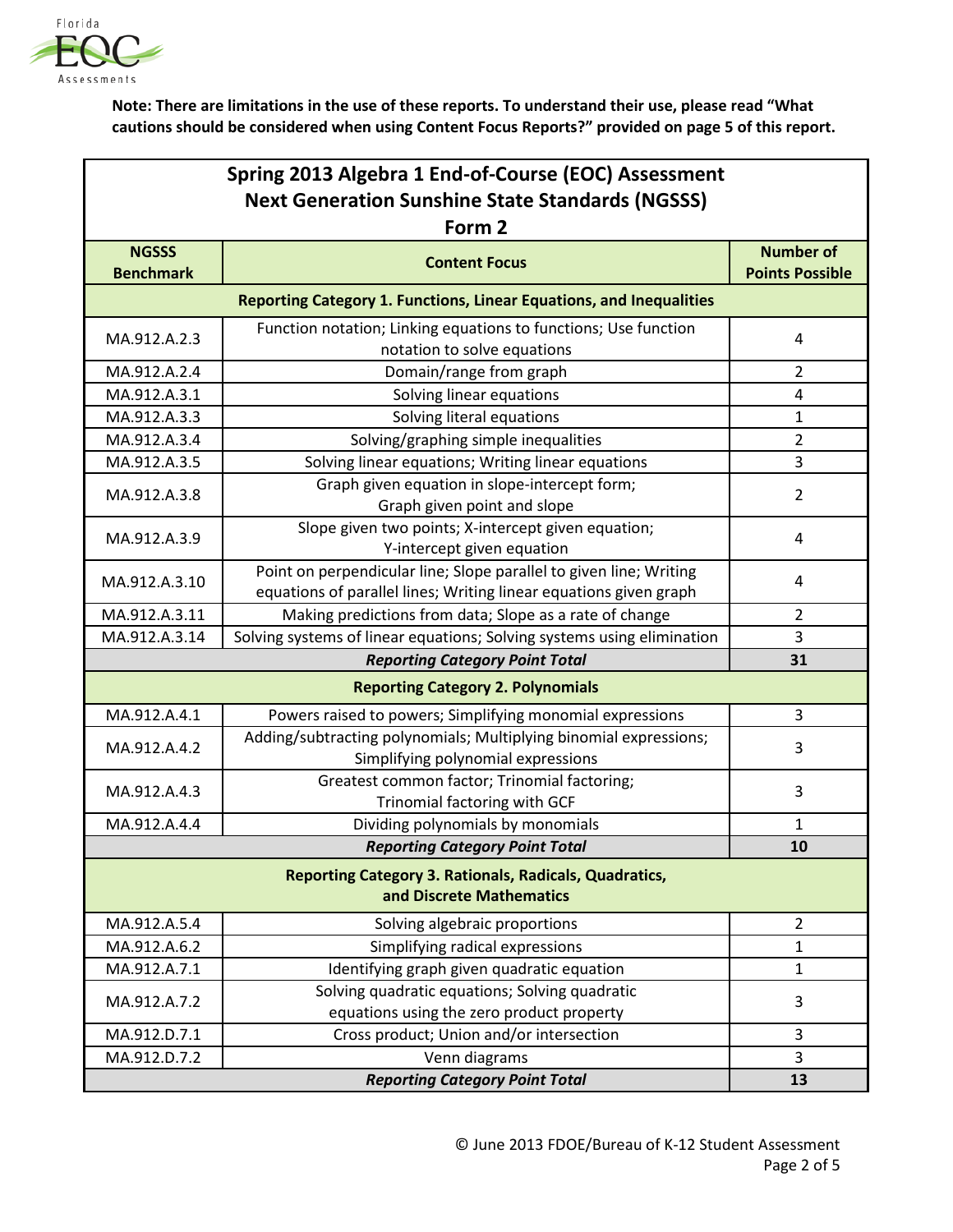**Note: There are limitations in the use of these reports. To understand their use, please read "What cautions should be considered when using Content Focus Reports?" provided on page 5 of this report.**

## Spring 2013 Algebra 1 End-of-Course (EOC) Assessment
## Next Generation Sunshine State Standards (NGSSS)
## Form 2

| NGSSS Benchmark | Content Focus | Number of Points Possible |
|---|---|---|
| **Reporting Category 1. Functions, Linear Equations, and Inequalities** | | |
| MA.912.A.2.3 | Function notation; Linking equations to functions; Use function notation to solve equations | 4 |
| MA.912.A.2.4 | Domain/range from graph | 2 |
| MA.912.A.3.1 | Solving linear equations | 4 |
| MA.912.A.3.3 | Solving literal equations | 1 |
| MA.912.A.3.4 | Solving/graphing simple inequalities | 2 |
| MA.912.A.3.5 | Solving linear equations; Writing linear equations | 3 |
| MA.912.A.3.8 | Graph given equation in slope-intercept form; Graph given point and slope | 2 |
| MA.912.A.3.9 | Slope given two points; X-intercept given equation; Y-intercept given equation | 4 |
| MA.912.A.3.10 | Point on perpendicular line; Slope parallel to given line; Writing equations of parallel lines; Writing linear equations given graph | 4 |
| MA.912.A.3.11 | Making predictions from data; Slope as a rate of change | 2 |
| MA.912.A.3.14 | Solving systems of linear equations; Solving systems using elimination | 3 |
| | ***Reporting Category Point Total*** | **31** |
| **Reporting Category 2. Polynomials** | | |
| MA.912.A.4.1 | Powers raised to powers; Simplifying monomial expressions | 3 |
| MA.912.A.4.2 | Adding/subtracting polynomials; Multiplying binomial expressions; Simplifying polynomial expressions | 3 |
| MA.912.A.4.3 | Greatest common factor; Trinomial factoring; Trinomial factoring with GCF | 3 |
| MA.912.A.4.4 | Dividing polynomials by monomials | 1 |
| | ***Reporting Category Point Total*** | **10** |
| **Reporting Category 3. Rationals, Radicals, Quadratics, and Discrete Mathematics** | | |
| MA.912.A.5.4 | Solving algebraic proportions | 2 |
| MA.912.A.6.2 | Simplifying radical expressions | 1 |
| MA.912.A.7.1 | Identifying graph given quadratic equation | 1 |
| MA.912.A.7.2 | Solving quadratic equations; Solving quadratic equations using the zero product property | 3 |
| MA.912.D.7.1 | Cross product; Union and/or intersection | 3 |
| MA.912.D.7.2 | Venn diagrams | 3 |
| | ***Reporting Category Point Total*** | **13** |

© June 2013 FDOE/Bureau of K-12 Student Assessment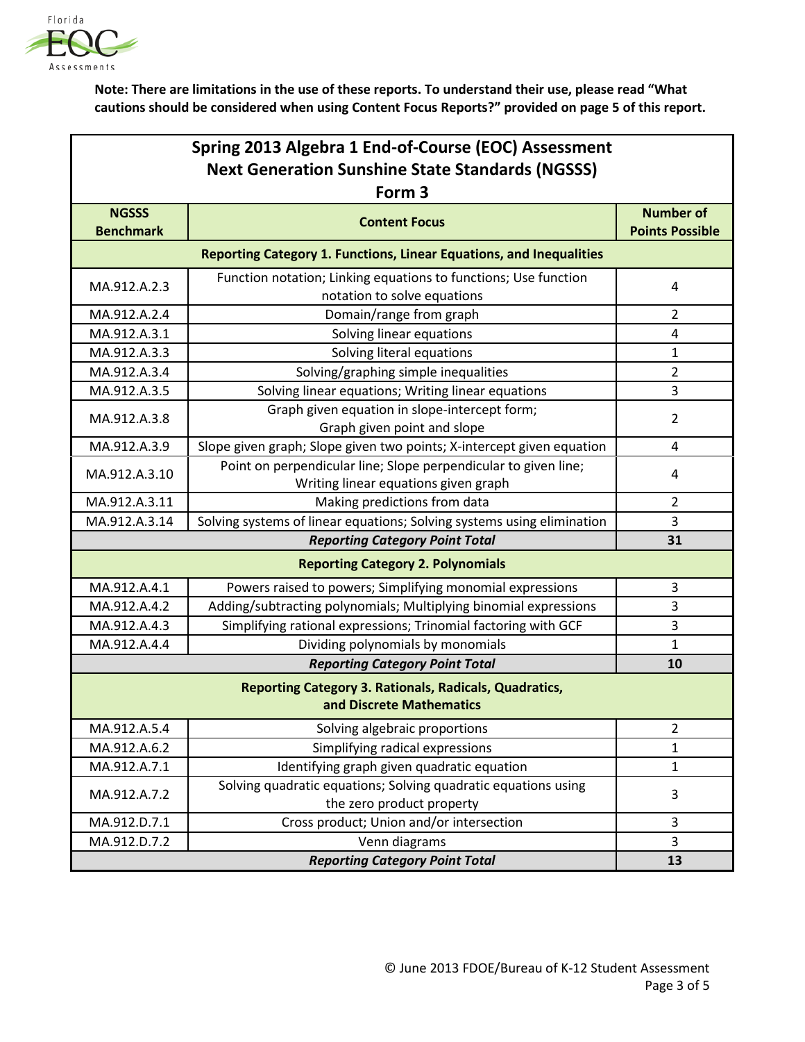**Note: There are limitations in the use of these reports. To understand their use, please read "What cautions should be considered when using Content Focus Reports?" provided on page 5 of this report.**

| Spring 2013 Algebra 1 End-of-Course (EOC) Assessment<br>Next Generation Sunshine State Standards (NGSSS)<br>Form 3 | | |
|---|---|---|
| **NGSSS Benchmark** | **Content Focus** | **Number of Points Possible** |
| **Reporting Category 1. Functions, Linear Equations, and Inequalities** | | |
| MA.912.A.2.3 | Function notation; Linking equations to functions; Use function notation to solve equations | 4 |
| MA.912.A.2.4 | Domain/range from graph | 2 |
| MA.912.A.3.1 | Solving linear equations | 4 |
| MA.912.A.3.3 | Solving literal equations | 1 |
| MA.912.A.3.4 | Solving/graphing simple inequalities | 2 |
| MA.912.A.3.5 | Solving linear equations; Writing linear equations | 3 |
| MA.912.A.3.8 | Graph given equation in slope-intercept form; Graph given point and slope | 2 |
| MA.912.A.3.9 | Slope given graph; Slope given two points; X-intercept given equation | 4 |
| MA.912.A.3.10 | Point on perpendicular line; Slope perpendicular to given line; Writing linear equations given graph | 4 |
| MA.912.A.3.11 | Making predictions from data | 2 |
| MA.912.A.3.14 | Solving systems of linear equations; Solving systems using elimination | 3 |
| | ***Reporting Category Point Total*** | **31** |
| **Reporting Category 2. Polynomials** | | |
| MA.912.A.4.1 | Powers raised to powers; Simplifying monomial expressions | 3 |
| MA.912.A.4.2 | Adding/subtracting polynomials; Multiplying binomial expressions | 3 |
| MA.912.A.4.3 | Simplifying rational expressions; Trinomial factoring with GCF | 3 |
| MA.912.A.4.4 | Dividing polynomials by monomials | 1 |
| | ***Reporting Category Point Total*** | **10** |
| **Reporting Category 3. Rationals, Radicals, Quadratics, and Discrete Mathematics** | | |
| MA.912.A.5.4 | Solving algebraic proportions | 2 |
| MA.912.A.6.2 | Simplifying radical expressions | 1 |
| MA.912.A.7.1 | Identifying graph given quadratic equation | 1 |
| MA.912.A.7.2 | Solving quadratic equations; Solving quadratic equations using the zero product property | 3 |
| MA.912.D.7.1 | Cross product; Union and/or intersection | 3 |
| MA.912.D.7.2 | Venn diagrams | 3 |
| | ***Reporting Category Point Total*** | **13** |

© June 2013 FDOE/Bureau of K-12 Student Assessment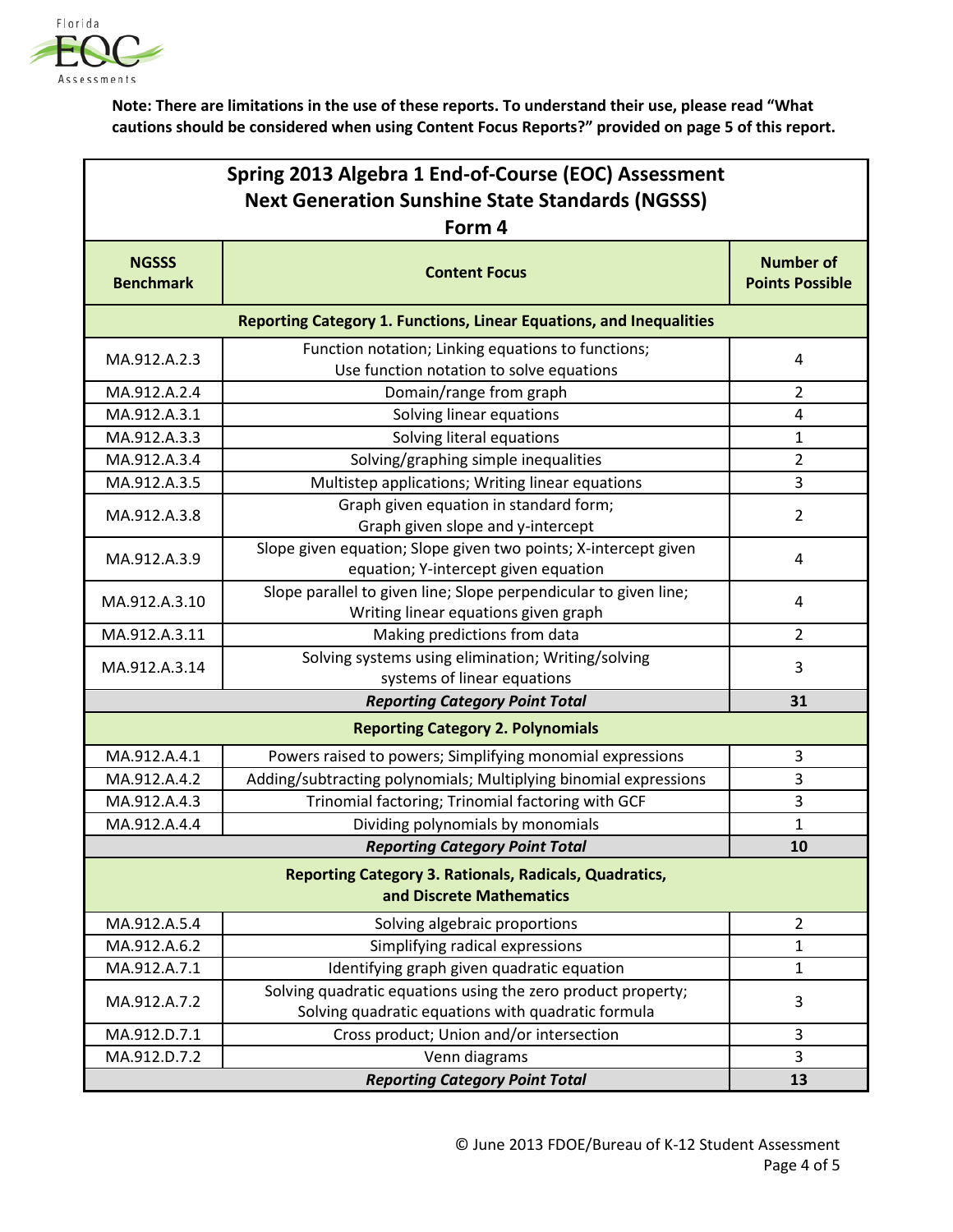**Note: There are limitations in the use of these reports. To understand their use, please read "What cautions should be considered when using Content Focus Reports?" provided on page 5 of this report.**

## Spring 2013 Algebra 1 End-of-Course (EOC) Assessment
## Next Generation Sunshine State Standards (NGSSS)
## Form 4

| NGSSS Benchmark | Content Focus | Number of Points Possible |
|---|---|---|
| **Reporting Category 1. Functions, Linear Equations, and Inequalities** | | |
| MA.912.A.2.3 | Function notation; Linking equations to functions; Use function notation to solve equations | 4 |
| MA.912.A.2.4 | Domain/range from graph | 2 |
| MA.912.A.3.1 | Solving linear equations | 4 |
| MA.912.A.3.3 | Solving literal equations | 1 |
| MA.912.A.3.4 | Solving/graphing simple inequalities | 2 |
| MA.912.A.3.5 | Multistep applications; Writing linear equations | 3 |
| MA.912.A.3.8 | Graph given equation in standard form; Graph given slope and y-intercept | 2 |
| MA.912.A.3.9 | Slope given equation; Slope given two points; X-intercept given equation; Y-intercept given equation | 4 |
| MA.912.A.3.10 | Slope parallel to given line; Slope perpendicular to given line; Writing linear equations given graph | 4 |
| MA.912.A.3.11 | Making predictions from data | 2 |
| MA.912.A.3.14 | Solving systems using elimination; Writing/solving systems of linear equations | 3 |
| | ***Reporting Category Point Total*** | **31** |
| **Reporting Category 2. Polynomials** | | |
| MA.912.A.4.1 | Powers raised to powers; Simplifying monomial expressions | 3 |
| MA.912.A.4.2 | Adding/subtracting polynomials; Multiplying binomial expressions | 3 |
| MA.912.A.4.3 | Trinomial factoring; Trinomial factoring with GCF | 3 |
| MA.912.A.4.4 | Dividing polynomials by monomials | 1 |
| | ***Reporting Category Point Total*** | **10** |
| **Reporting Category 3. Rationals, Radicals, Quadratics, and Discrete Mathematics** | | |
| MA.912.A.5.4 | Solving algebraic proportions | 2 |
| MA.912.A.6.2 | Simplifying radical expressions | 1 |
| MA.912.A.7.1 | Identifying graph given quadratic equation | 1 |
| MA.912.A.7.2 | Solving quadratic equations using the zero product property; Solving quadratic equations with quadratic formula | 3 |
| MA.912.D.7.1 | Cross product; Union and/or intersection | 3 |
| MA.912.D.7.2 | Venn diagrams | 3 |
| | ***Reporting Category Point Total*** | **13** |

© June 2013 FDOE/Bureau of K-12 Student Assessment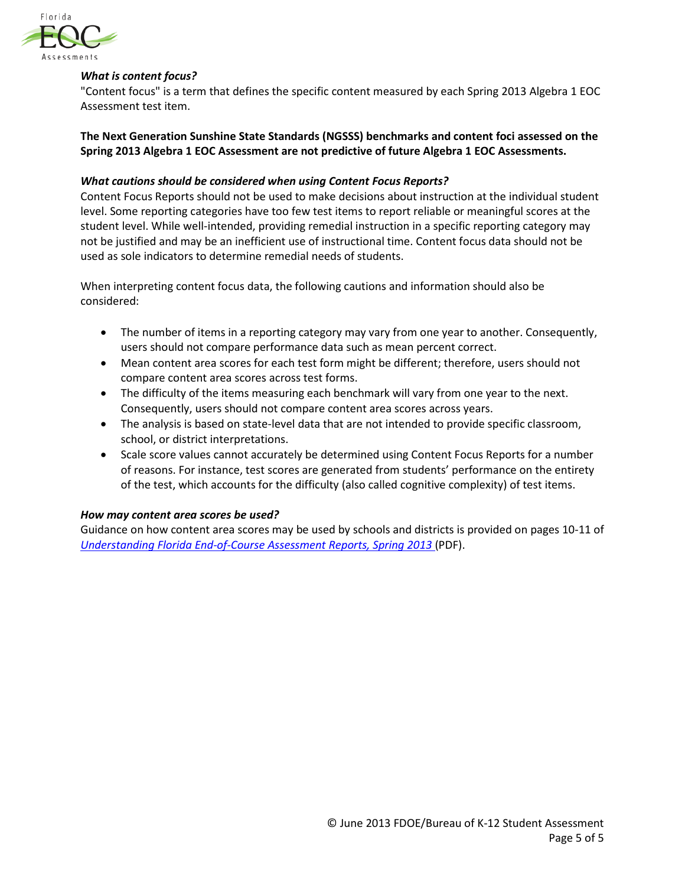***What is content focus?***

"Content focus" is a term that defines the specific content measured by each Spring 2013 Algebra 1 EOC Assessment test item.

**The Next Generation Sunshine State Standards (NGSSS) benchmarks and content foci assessed on the Spring 2013 Algebra 1 EOC Assessment are not predictive of future Algebra 1 EOC Assessments.**

***What cautions should be considered when using Content Focus Reports?***

Content Focus Reports should not be used to make decisions about instruction at the individual student level. Some reporting categories have too few test items to report reliable or meaningful scores at the student level. While well-intended, providing remedial instruction in a specific reporting category may not be justified and may be an inefficient use of instructional time. Content focus data should not be used as sole indicators to determine remedial needs of students.

When interpreting content focus data, the following cautions and information should also be considered:

- The number of items in a reporting category may vary from one year to another. Consequently, users should not compare performance data such as mean percent correct.
- Mean content area scores for each test form might be different; therefore, users should not compare content area scores across test forms.
- The difficulty of the items measuring each benchmark will vary from one year to the next. Consequently, users should not compare content area scores across years.
- The analysis is based on state-level data that are not intended to provide specific classroom, school, or district interpretations.
- Scale score values cannot accurately be determined using Content Focus Reports for a number of reasons. For instance, test scores are generated from students' performance on the entirety of the test, which accounts for the difficulty (also called cognitive complexity) of test items.

***How may content area scores be used?***

Guidance on how content area scores may be used by schools and districts is provided on pages 10-11 of *Understanding Florida End-of-Course Assessment Reports, Spring 2013* (PDF).

© June 2013 FDOE/Bureau of K-12 Student Assessment